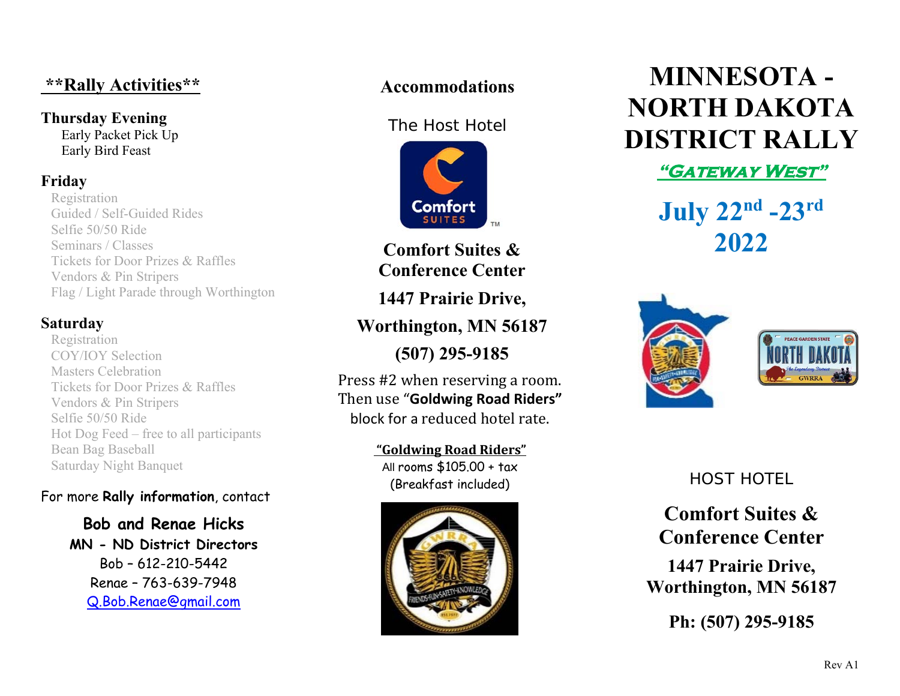## **Rally Activities**

### Thursday Evening

- Early Packet Pick Up
- Early Bird Feast

### Friday

- Registration
- Guided / Self-Guided Rides
- Selfie 50/50 Ride
- Seminars / Classes
- Tickets for Door Prizes & Raffles
- Vendors & Pin Stripers
- Flag / Light Parade through Worthington

### Saturday

- Registration
- COY/IOY Selection
- Masters Celebration
- Tickets for Door Prizes & Raffles
- Vendors & Pin Stripers
- Selfie 50/50 Ride
- Hot Dog Feed – free to all participants
- Bean Bag Baseball
- Saturday Night Banquet

For more **Rally information**, contact

**Bob and Renae Hicks**
**MN - ND District Directors**
Bob – 612-210-5442
Renae – 763-639-7948
Q.Bob.Renae@gmail.com

## Accommodations

The Host Hotel

**Comfort Suites & Conference Center**

**1447 Prairie Drive,**

**Worthington, MN 56187**

**(507) 295-9185**

Press #2 when reserving a room. Then use "**Goldwing Road Riders"** block for a reduced hotel rate.

**"Goldwing Road Riders"**
All rooms $105.00 + tax
(Breakfast included)

# MINNESOTA - NORTH DAKOTA DISTRICT RALLY

***"GATEWAY WEST"***

## July 22nd -23rd 2022

HOST HOTEL

**Comfort Suites & Conference Center**

**1447 Prairie Drive, Worthington, MN 56187**

**Ph: (507) 295-9185**

Rev A1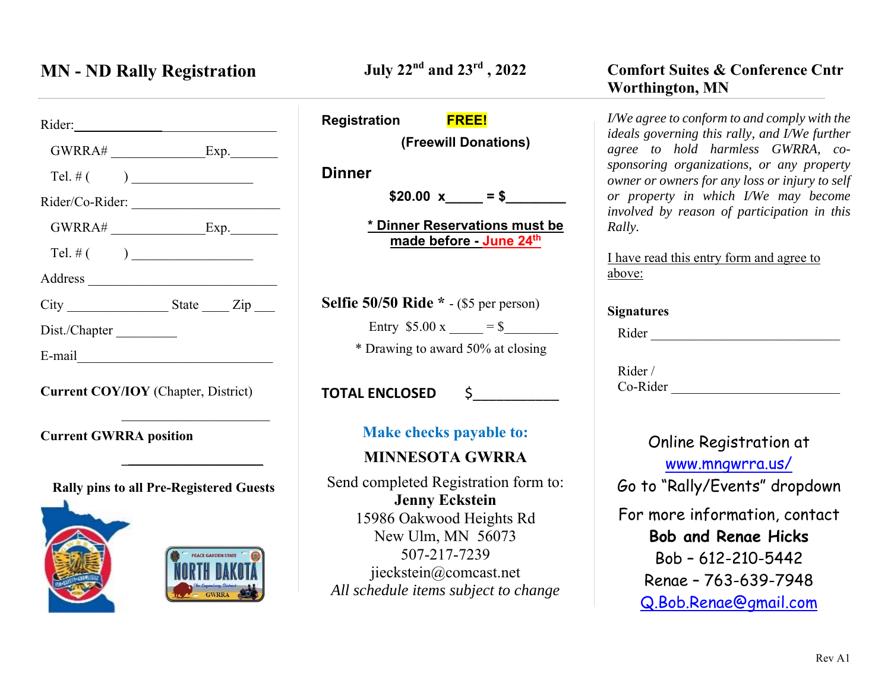# MN - ND Rally Registration

**July 22nd and 23rd , 2022**

**Comfort Suites & Conference Cntr**
**Worthington, MN**

Rider:______________________________

GWRRA# ______________Exp._______

Tel. # (        ) __________________

Rider/Co-Rider: ______________________

GWRRA# ______________Exp._______

Tel. # (        ) __________________

Address ____________________________

City _______________ State ____ Zip ___

Dist./Chapter _________

E-mail____________________________

**Current COY/IOY** (Chapter, District)

____________________

**Current GWRRA position**

____________________

**Rally pins to all Pre-Registered Guests**

**Registration** **FREE!**

**(Freewill Donations)**

## Dinner

**$20.00 x_____ = $________**

**\* Dinner Reservations must be made before - June 24th**

**Selfie 50/50 Ride \*** - ($5 per person)

Entry $5.00 x _____ = $________

\* Drawing to award 50% at closing

**TOTAL ENCLOSED** $___________

**Make checks payable to:**

**MINNESOTA GWRRA**

Send completed Registration form to:
**Jenny Eckstein**
15986 Oakwood Heights Rd
New Ulm, MN 56073
507-217-7239
jieckstein@comcast.net
*All schedule items subject to change*

*I/We agree to conform to and comply with the ideals governing this rally, and I/We further agree to hold harmless GWRRA, co-sponsoring organizations, or any property owner or owners for any loss or injury to self or property in which I/We may become involved by reason of participation in this Rally.*

I have read this entry form and agree to above:

**Signatures**

Rider ____________________________

Rider / Co-Rider __________________________

Online Registration at
www.mngwrra.us/
Go to "Rally/Events" dropdown

For more information, contact
**Bob and Renae Hicks**
Bob – 612-210-5442
Renae – 763-639-7948
Q.Bob.Renae@gmail.com

Rev A1